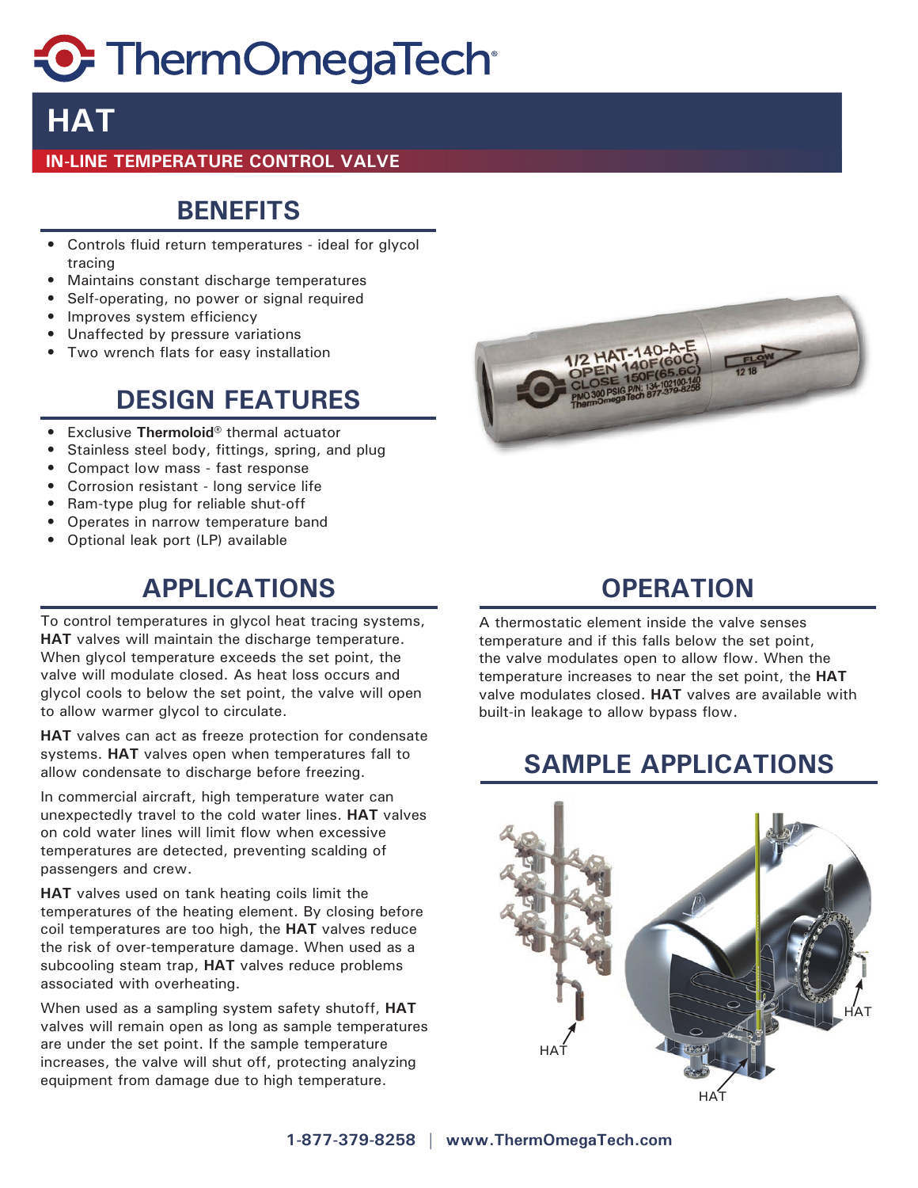# ThermOmegaTech®

# HAT

**IN-LINE TEMPERATURE CONTROL VALVE**

## BENEFITS

- Controls fluid return temperatures - ideal for glycol tracing
- Maintains constant discharge temperatures
- Self-operating, no power or signal required
- Improves system efficiency
- Unaffected by pressure variations
- Two wrench flats for easy installation

## DESIGN FEATURES

- Exclusive **Thermoloid**® thermal actuator
- Stainless steel body, fittings, spring, and plug
- Compact low mass - fast response
- Corrosion resistant - long service life
- Ram-type plug for reliable shut-off
- Operates in narrow temperature band
- Optional leak port (LP) available

## APPLICATIONS

To control temperatures in glycol heat tracing systems, **HAT** valves will maintain the discharge temperature. When glycol temperature exceeds the set point, the valve will modulate closed. As heat loss occurs and glycol cools to below the set point, the valve will open to allow warmer glycol to circulate.

**HAT** valves can act as freeze protection for condensate systems. **HAT** valves open when temperatures fall to allow condensate to discharge before freezing.

In commercial aircraft, high temperature water can unexpectedly travel to the cold water lines. **HAT** valves on cold water lines will limit flow when excessive temperatures are detected, preventing scalding of passengers and crew.

**HAT** valves used on tank heating coils limit the temperatures of the heating element. By closing before coil temperatures are too high, the **HAT** valves reduce the risk of over-temperature damage. When used as a subcooling steam trap, **HAT** valves reduce problems associated with overheating.

When used as a sampling system safety shutoff, **HAT** valves will remain open as long as sample temperatures are under the set point. If the sample temperature increases, the valve will shut off, protecting analyzing equipment from damage due to high temperature.

## OPERATION

A thermostatic element inside the valve senses temperature and if this falls below the set point, the valve modulates open to allow flow. When the temperature increases to near the set point, the **HAT** valve modulates closed. **HAT** valves are available with built-in leakage to allow bypass flow.

## SAMPLE APPLICATIONS

1-877-379-8258 | www.ThermOmegaTech.com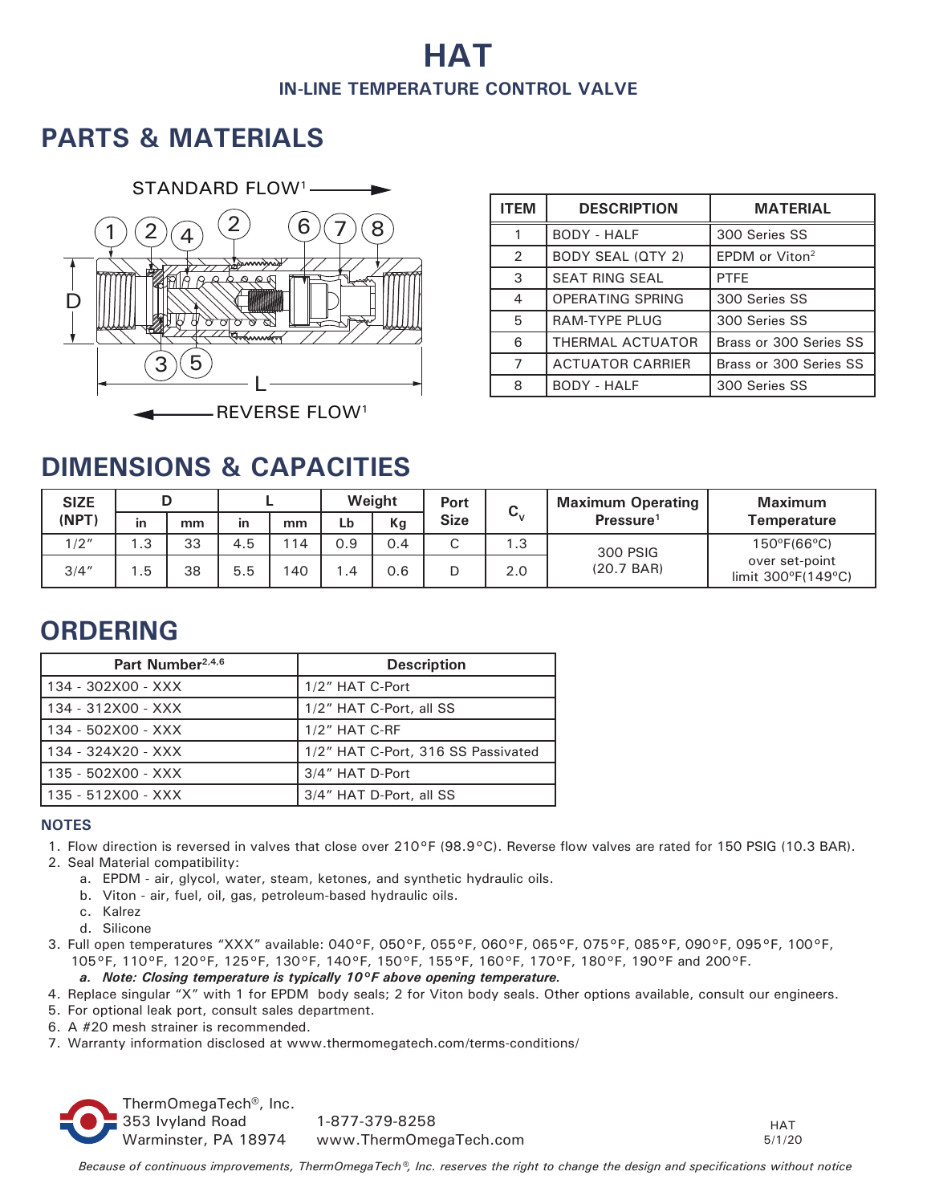# HAT

## IN-LINE TEMPERATURE CONTROL VALVE

## PARTS & MATERIALS

STANDARD FLOW[1]

D

L

REVERSE FLOW[1]

| ITEM | DESCRIPTION | MATERIAL |
|---|---|---|
| 1 | BODY - HALF | 300 Series SS |
| 2 | BODY SEAL (QTY 2) | EPDM or Viton[2] |
| 3 | SEAT RING SEAL | PTFE |
| 4 | OPERATING SPRING | 300 Series SS |
| 5 | RAM-TYPE PLUG | 300 Series SS |
| 6 | THERMAL ACTUATOR | Brass or 300 Series SS |
| 7 | ACTUATOR CARRIER | Brass or 300 Series SS |
| 8 | BODY - HALF | 300 Series SS |

## DIMENSIONS & CAPACITIES

| SIZE (NPT) | D | | L | | Weight | | Port Size | $C_v$ | Maximum Operating Pressure[1] | Maximum Temperature |
|---|---|---|---|---|---|---|---|---|---|---|
| | in | mm | in | mm | Lb | Kg | | | | |
| 1/2″ | 1.3 | 33 | 4.5 | 114 | 0.9 | 0.4 | C | 1.3 | 300 PSIG (20.7 BAR) | 150ºF(66ºC) over set-point limit 300ºF(149ºC) |
| 3/4″ | 1.5 | 38 | 5.5 | 140 | 1.4 | 0.6 | D | 2.0 | | |

## ORDERING

| Part Number[2,4,6] | Description |
|---|---|
| 134 - 302X00 - XXX | 1/2″ HAT C-Port |
| 134 - 312X00 - XXX | 1/2″ HAT C-Port, all SS |
| 134 - 502X00 - XXX | 1/2″ HAT C-RF |
| 134 - 324X20 - XXX | 1/2″ HAT C-Port, 316 SS Passivated |
| 135 - 502X00 - XXX | 3/4″ HAT D-Port |
| 135 - 512X00 - XXX | 3/4″ HAT D-Port, all SS |

### NOTES

1. Flow direction is reversed in valves that close over 210°F (98.9°C). Reverse flow valves are rated for 150 PSIG (10.3 BAR).
2. Seal Material compatibility:
   a. EPDM - air, glycol, water, steam, ketones, and synthetic hydraulic oils.
   b. Viton - air, fuel, oil, gas, petroleum-based hydraulic oils.
   c. Kalrez
   d. Silicone
3. Full open temperatures "XXX" available: 040°F, 050°F, 055°F, 060°F, 065°F, 075°F, 085°F, 090°F, 095°F, 100°F, 105°F, 110°F, 120°F, 125°F, 130°F, 140°F, 150°F, 155°F, 160°F, 170°F, 180°F, 190°F and 200°F.
   ***a. Note: Closing temperature is typically 10°F above opening temperature.***
4. Replace singular "X" with 1 for EPDM body seals; 2 for Viton body seals. Other options available, consult our engineers.
5. For optional leak port, consult sales department.
6. A #20 mesh strainer is recommended.
7. Warranty information disclosed at www.thermomegatech.com/terms-conditions/

ThermOmegaTech®, Inc.
353 Ivyland Road
Warminster, PA 18974

1-877-379-8258
www.ThermOmegaTech.com

HAT
5/1/20

*Because of continuous improvements, ThermOmegaTech®, Inc. reserves the right to change the design and specifications without notice*